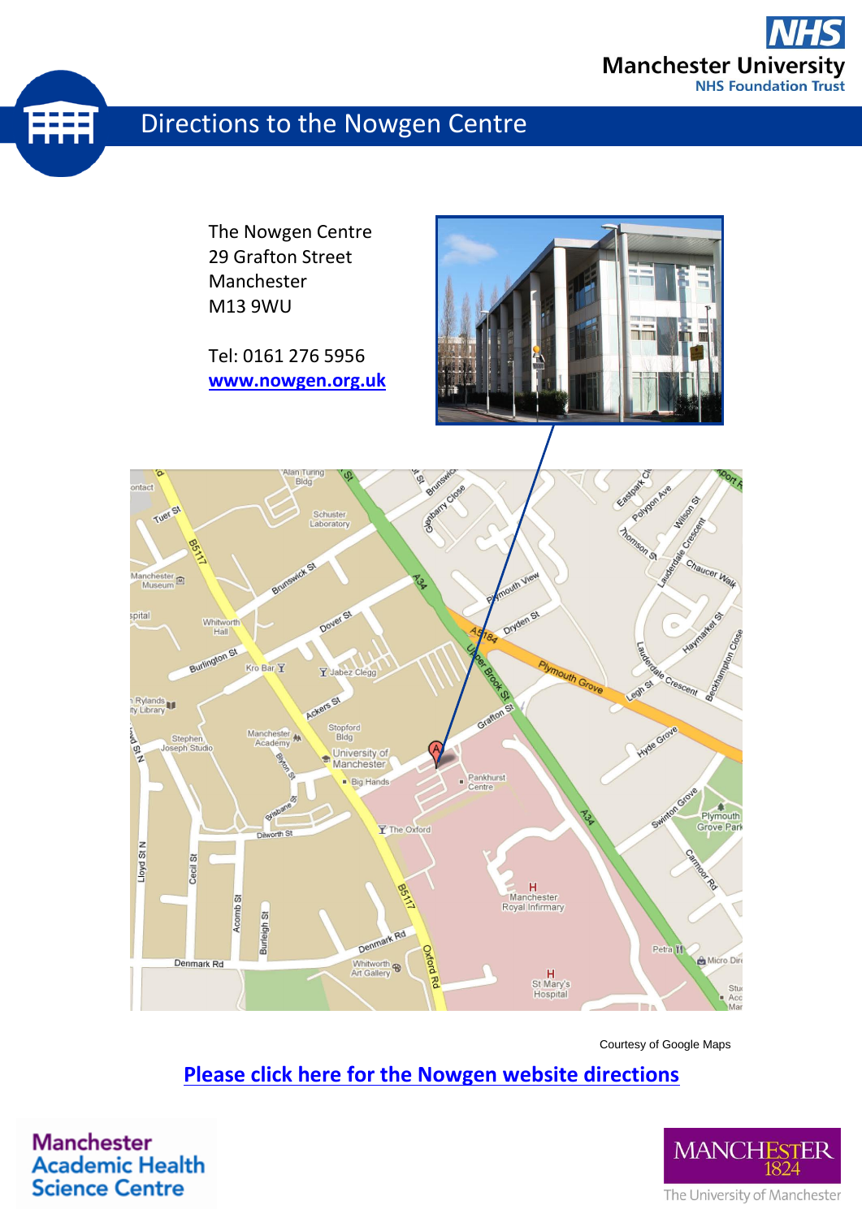# Directions to the Nowgen Centre

The Nowgen Centre
29 Grafton Street
Manchester
M13 9WU

Tel: 0161 276 5956
www.nowgen.org.uk

Courtesy of Google Maps

Please click here for the Nowgen website directions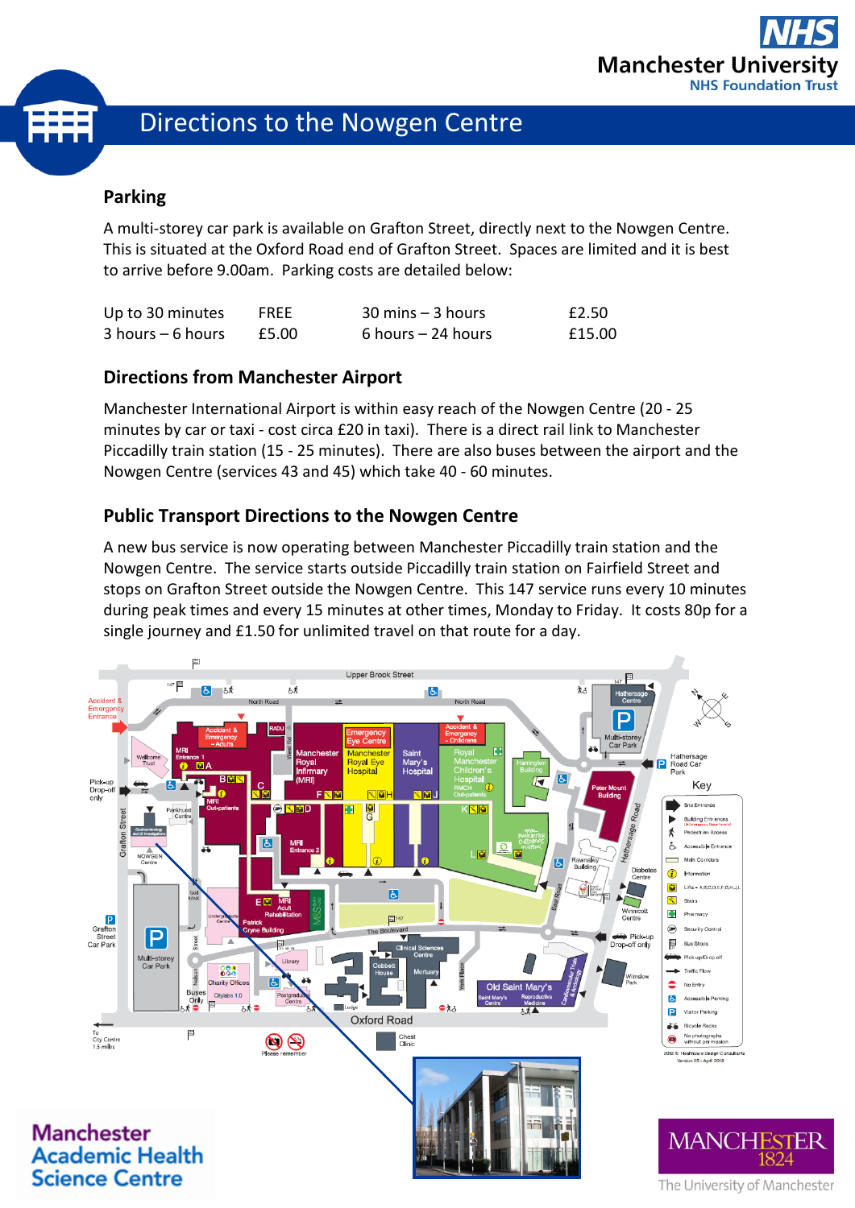# Directions to the Nowgen Centre

Manchester University NHS Foundation Trust

## Parking

A multi-storey car park is available on Grafton Street, directly next to the Nowgen Centre. This is situated at the Oxford Road end of Grafton Street. Spaces are limited and it is best to arrive before 9.00am. Parking costs are detailed below:

| | | | |
|---|---|---|---|
| Up to 30 minutes | FREE | 30 mins – 3 hours | £2.50 |
| 3 hours – 6 hours | £5.00 | 6 hours – 24 hours | £15.00 |

## Directions from Manchester Airport

Manchester International Airport is within easy reach of the Nowgen Centre (20 - 25 minutes by car or taxi - cost circa £20 in taxi). There is a direct rail link to Manchester Piccadilly train station (15 - 25 minutes). There are also buses between the airport and the Nowgen Centre (services 43 and 45) which take 40 - 60 minutes.

## Public Transport Directions to the Nowgen Centre

A new bus service is now operating between Manchester Piccadilly train station and the Nowgen Centre. The service starts outside Piccadilly train station on Fairfield Street and stops on Grafton Street outside the Nowgen Centre. This 147 service runs every 10 minutes during peak times and every 15 minutes at other times, Monday to Friday. It costs 80p for a single journey and £1.50 for unlimited travel on that route for a day.

Upper Brook Street
North Road
Accident & Emergency Entrance
Accident & Emergency – Adults
RADU
MRI Entrance 1
Wellcome Trust
Pick-up Drop-off only
Grafton Street
Parkhurst Centre
NOWGEN Centre
Manchester Royal Infirmary (MRI)
MRI Out-patients
MRI Entrance 2
Emergency Eye Centre
Manchester Royal Eye Hospital
Saint Mary's Hospital
Accident & Emergency – Childrens
Royal Manchester Children's Hospital
RMCH Out-patients
Harrington Building
Hathersage Centre
Multi-storey Car Park
Hathersage Road Car Park
Peter Mount Building
Hathersage Road
Rawnsley Building
Diabetes Centre
Winnicott Centre
Pick-up Drop-off only
Winslow Park
MRI Adult Rehabilitation
Patrick Cryne Building
The Boulevard
Grafton Street Car Park
Multi-storey Car Park
Library
Charity Offices
Citylabs 1.0
Postgraduate Centre
Buses Only
Clinical Sciences Centre
Cobbett House
Mortuary
York Place
Old Saint Mary's
Saint Mary's Centre
Reproductive Medicine
Oxford Road
Chest Clinic
To City Centre 1.5 miles
Please remember

Key
Site Entrance
Building Entrances
Pedestrian Access
Accessible Entrance
Main Corridors
Information
Lifts – A,B,C,D,E,F,G,H,J,L
Stairs
Pharmacy
Security Control
Bus Stops
Pick up/Drop off
Traffic Flow
No Entry
Accessible Parking
Visitor Parking
Bicycle Racks
No photographs without permission

2012 © Healthcare Design Consultants
Version 25 - April 2018

Manchester Academic Health Science Centre

MANCHESTER 1824
The University of Manchester